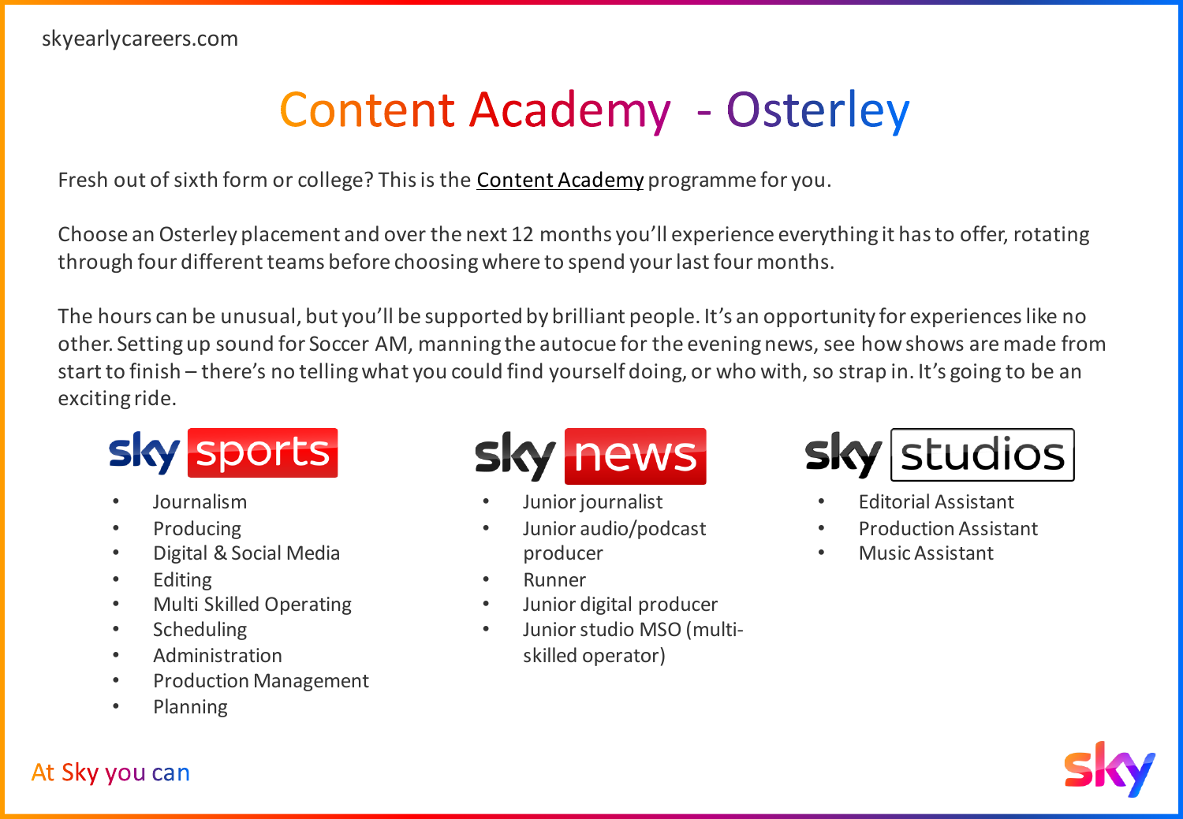skyearlycareers.com

# Content Academy - Osterley

Fresh out of sixth form or college? This is the Content Academy programme for you.

Choose an Osterley placement and over the next 12 months you'll experience everything it has to offer, rotating through four different teams before choosing where to spend your last four months.

The hours can be unusual, but you'll be supported by brilliant people. It's an opportunity for experiences like no other. Setting up sound for Soccer AM, manning the autocue for the evening news, see how shows are made from start to finish – there's no telling what you could find yourself doing, or who with, so strap in. It's going to be an exciting ride.

## sky sports

- Journalism
- Producing
- Digital & Social Media
- Editing
- Multi Skilled Operating
- Scheduling
- Administration
- Production Management
- Planning

## sky news

- Junior journalist
- Junior audio/podcast producer
- Runner
- Junior digital producer
- Junior studio MSO (multi-skilled operator)

## sky studios

- Editorial Assistant
- Production Assistant
- Music Assistant

At Sky you can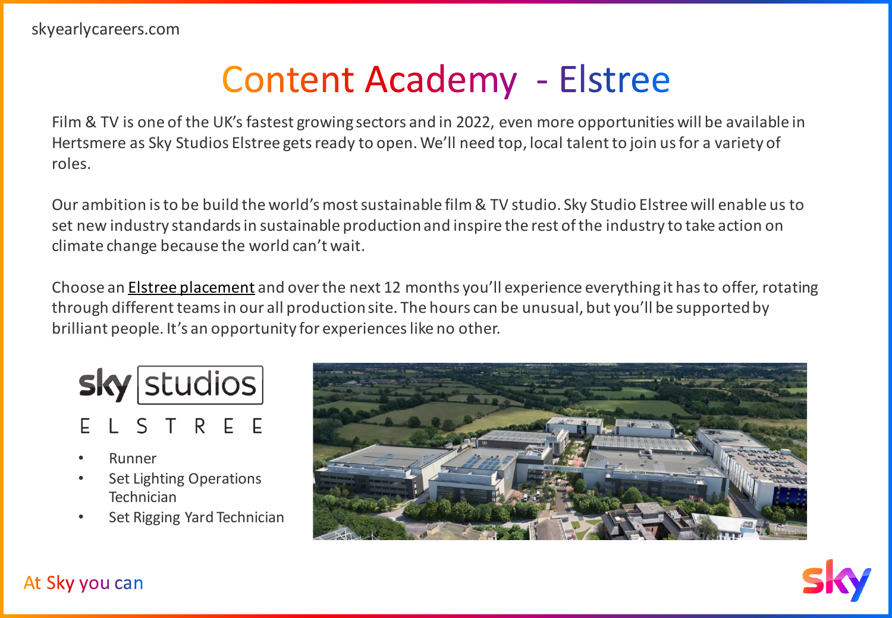skyearlycareers.com

# Content Academy - Elstree

Film & TV is one of the UK's fastest growing sectors and in 2022, even more opportunities will be available in Hertsmere as Sky Studios Elstree gets ready to open. We'll need top, local talent to join us for a variety of roles.

Our ambition is to be build the world's most sustainable film & TV studio. Sky Studio Elstree will enable us to set new industry standards in sustainable production and inspire the rest of the industry to take action on climate change because the world can't wait.

Choose an Elstree placement and over the next 12 months you'll experience everything it has to offer, rotating through different teams in our all production site. The hours can be unusual, but you'll be supported by brilliant people. It's an opportunity for experiences like no other.

sky studios

ELSTREE

- Runner
- Set Lighting Operations Technician
- Set Rigging Yard Technician

At Sky you can